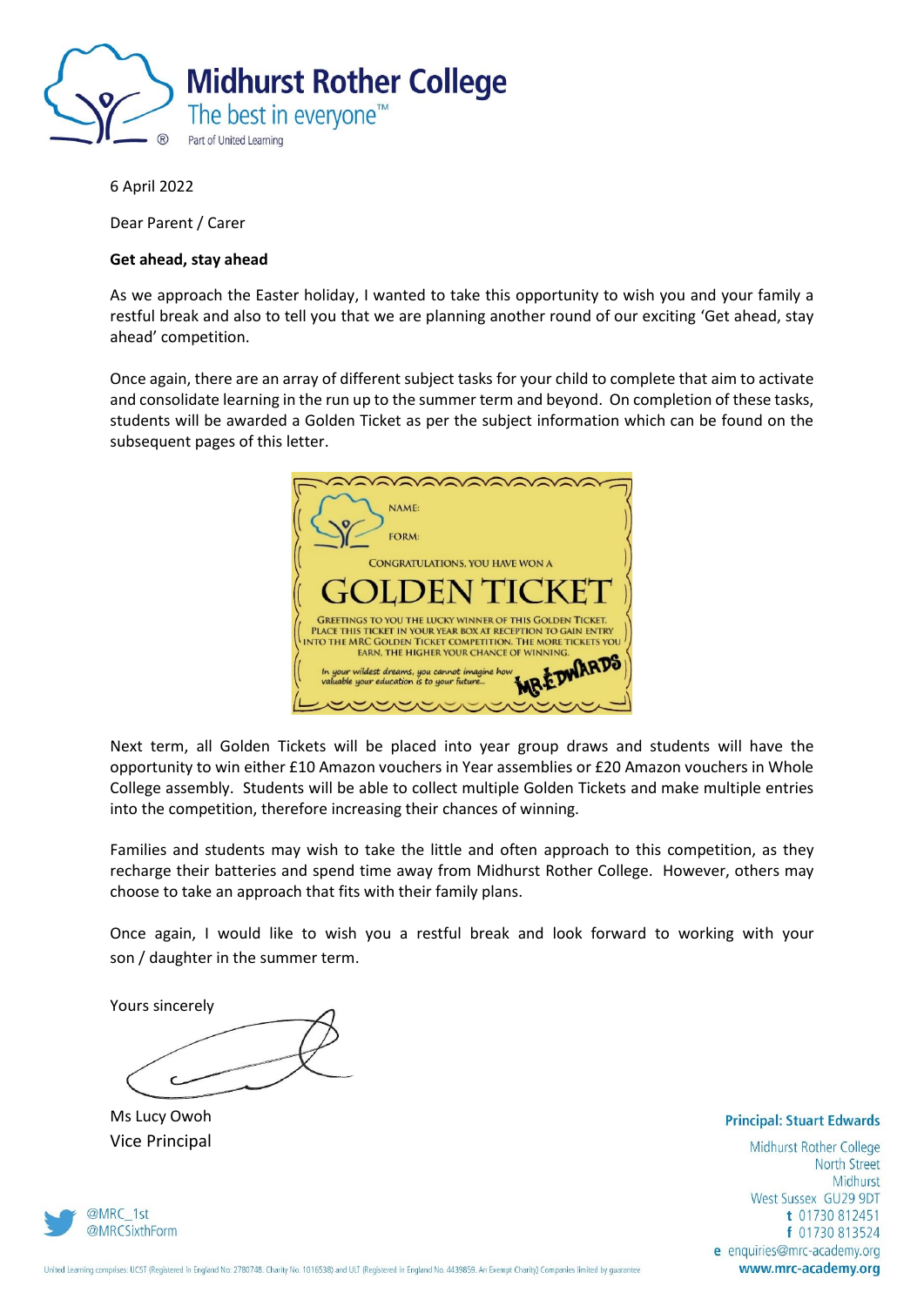**Midhurst Rother College**
The best in everyone™
Part of United Learning

6 April 2022

Dear Parent / Carer

**Get ahead, stay ahead**

As we approach the Easter holiday, I wanted to take this opportunity to wish you and your family a restful break and also to tell you that we are planning another round of our exciting 'Get ahead, stay ahead' competition.

Once again, there are an array of different subject tasks for your child to complete that aim to activate and consolidate learning in the run up to the summer term and beyond. On completion of these tasks, students will be awarded a Golden Ticket as per the subject information which can be found on the subsequent pages of this letter.

NAME:

FORM:

CONGRATULATIONS, YOU HAVE WON A

GOLDEN TICKET

GREETINGS TO YOU THE LUCKY WINNER OF THIS GOLDEN TICKET. PLACE THIS TICKET IN YOUR YEAR BOX AT RECEPTION TO GAIN ENTRY INTO THE MRC GOLDEN TICKET COMPETITION. THE MORE TICKETS YOU EARN, THE HIGHER YOUR CHANCE OF WINNING.

*In your wildest dreams, you cannot imagine how valuable your education is to your future...*

MR EDWARDS

Next term, all Golden Tickets will be placed into year group draws and students will have the opportunity to win either £10 Amazon vouchers in Year assemblies or £20 Amazon vouchers in Whole College assembly. Students will be able to collect multiple Golden Tickets and make multiple entries into the competition, therefore increasing their chances of winning.

Families and students may wish to take the little and often approach to this competition, as they recharge their batteries and spend time away from Midhurst Rother College. However, others may choose to take an approach that fits with their family plans.

Once again, I would like to wish you a restful break and look forward to working with your son / daughter in the summer term.

Yours sincerely

Ms Lucy Owoh
Vice Principal

**Principal: Stuart Edwards**

Midhurst Rother College
North Street
Midhurst
West Sussex GU29 9DT
t 01730 812451
f 01730 813524
e enquiries@mrc-academy.org
**www.mrc-academy.org**

@MRC_1st
@MRCSixthForm

United Learning comprises: UCST (Registered in England No: 2780748. Charity No. 1016538) and ULT (Registered in England No. 4439859. An Exempt Charity) Companies limited by guarantee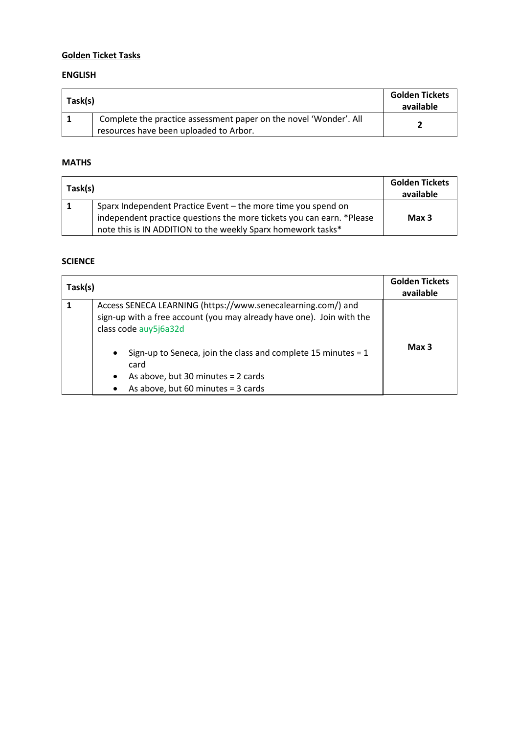## Golden Ticket Tasks

### ENGLISH

| Task(s) | | Golden Tickets available |
|---|---|---|
| 1 | Complete the practice assessment paper on the novel 'Wonder'. All resources have been uploaded to Arbor. | **2** |

### MATHS

| Task(s) | | Golden Tickets available |
|---|---|---|
| 1 | Sparx Independent Practice Event – the more time you spend on independent practice questions the more tickets you can earn. *Please note this is IN ADDITION to the weekly Sparx homework tasks* | **Max 3** |

### SCIENCE

| Task(s) | | Golden Tickets available |
|---|---|---|
| 1 | Access SENECA LEARNING (https://www.senecalearning.com/) and sign-up with a free account (you may already have one). Join with the class code auy5j6a32d<br><br>• Sign-up to Seneca, join the class and complete 15 minutes = 1 card<br>• As above, but 30 minutes = 2 cards<br>• As above, but 60 minutes = 3 cards | **Max 3** |